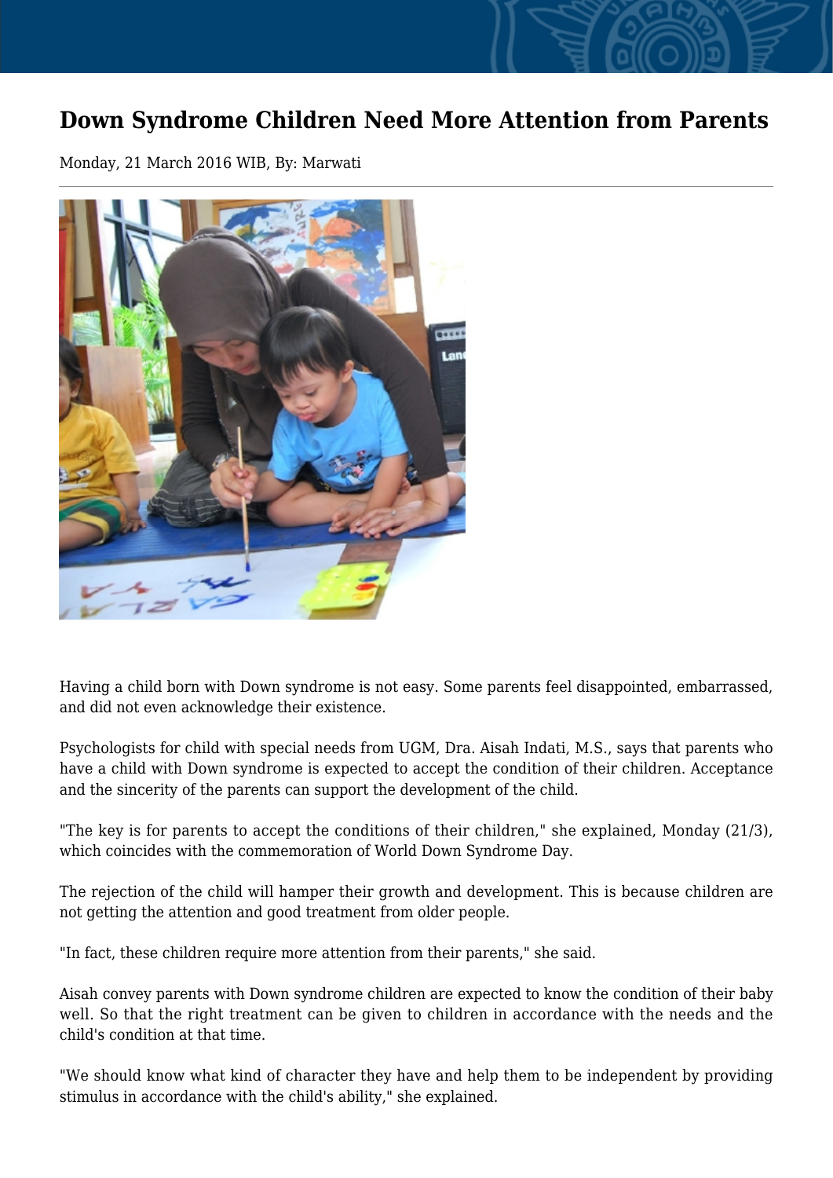# Down Syndrome Children Need More Attention from Parents

Monday, 21 March 2016 WIB, By: Marwati

Having a child born with Down syndrome is not easy. Some parents feel disappointed, embarrassed, and did not even acknowledge their existence.

Psychologists for child with special needs from UGM, Dra. Aisah Indati, M.S., says that parents who have a child with Down syndrome is expected to accept the condition of their children. Acceptance and the sincerity of the parents can support the development of the child.

"The key is for parents to accept the conditions of their children," she explained, Monday (21/3), which coincides with the commemoration of World Down Syndrome Day.

The rejection of the child will hamper their growth and development. This is because children are not getting the attention and good treatment from older people.

"In fact, these children require more attention from their parents," she said.

Aisah convey parents with Down syndrome children are expected to know the condition of their baby well. So that the right treatment can be given to children in accordance with the needs and the child's condition at that time.

"We should know what kind of character they have and help them to be independent by providing stimulus in accordance with the child's ability," she explained.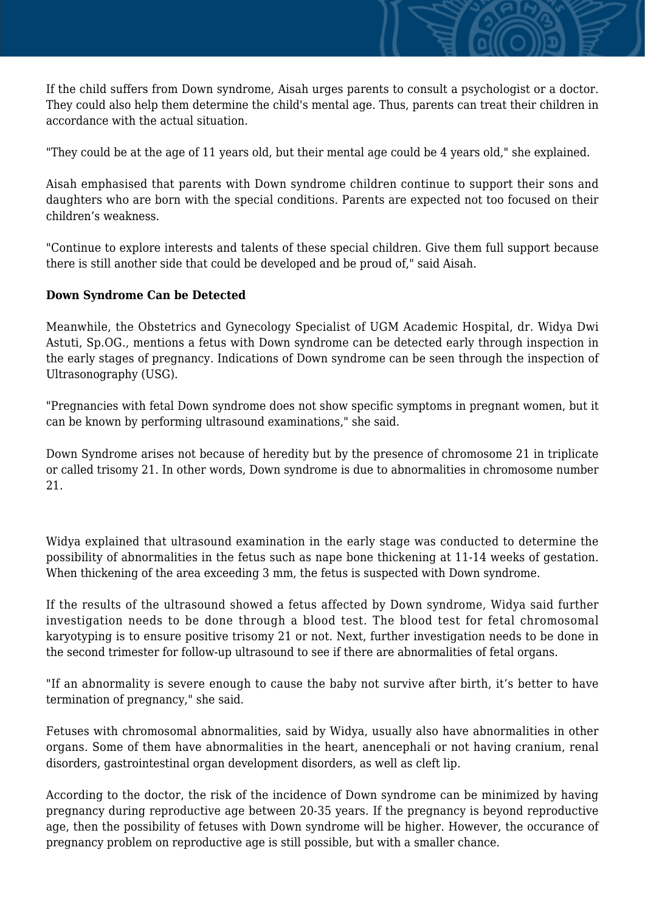If the child suffers from Down syndrome, Aisah urges parents to consult a psychologist or a doctor. They could also help them determine the child's mental age. Thus, parents can treat their children in accordance with the actual situation.

"They could be at the age of 11 years old, but their mental age could be 4 years old," she explained.

Aisah emphasised that parents with Down syndrome children continue to support their sons and daughters who are born with the special conditions. Parents are expected not too focused on their children’s weakness.

"Continue to explore interests and talents of these special children. Give them full support because there is still another side that could be developed and be proud of," said Aisah.

**Down Syndrome Can be Detected**

Meanwhile, the Obstetrics and Gynecology Specialist of UGM Academic Hospital, dr. Widya Dwi Astuti, Sp.OG., mentions a fetus with Down syndrome can be detected early through inspection in the early stages of pregnancy. Indications of Down syndrome can be seen through the inspection of Ultrasonography (USG).

"Pregnancies with fetal Down syndrome does not show specific symptoms in pregnant women, but it can be known by performing ultrasound examinations," she said.

Down Syndrome arises not because of heredity but by the presence of chromosome 21 in triplicate or called trisomy 21. In other words, Down syndrome is due to abnormalities in chromosome number 21.

Widya explained that ultrasound examination in the early stage was conducted to determine the possibility of abnormalities in the fetus such as nape bone thickening at 11-14 weeks of gestation. When thickening of the area exceeding 3 mm, the fetus is suspected with Down syndrome.

If the results of the ultrasound showed a fetus affected by Down syndrome, Widya said further investigation needs to be done through a blood test. The blood test for fetal chromosomal karyotyping is to ensure positive trisomy 21 or not. Next, further investigation needs to be done in the second trimester for follow-up ultrasound to see if there are abnormalities of fetal organs.

"If an abnormality is severe enough to cause the baby not survive after birth, it’s better to have termination of pregnancy," she said.

Fetuses with chromosomal abnormalities, said by Widya, usually also have abnormalities in other organs. Some of them have abnormalities in the heart, anencephali or not having cranium, renal disorders, gastrointestinal organ development disorders, as well as cleft lip.

According to the doctor, the risk of the incidence of Down syndrome can be minimized by having pregnancy during reproductive age between 20-35 years. If the pregnancy is beyond reproductive age, then the possibility of fetuses with Down syndrome will be higher. However, the occurance of pregnancy problem on reproductive age is still possible, but with a smaller chance.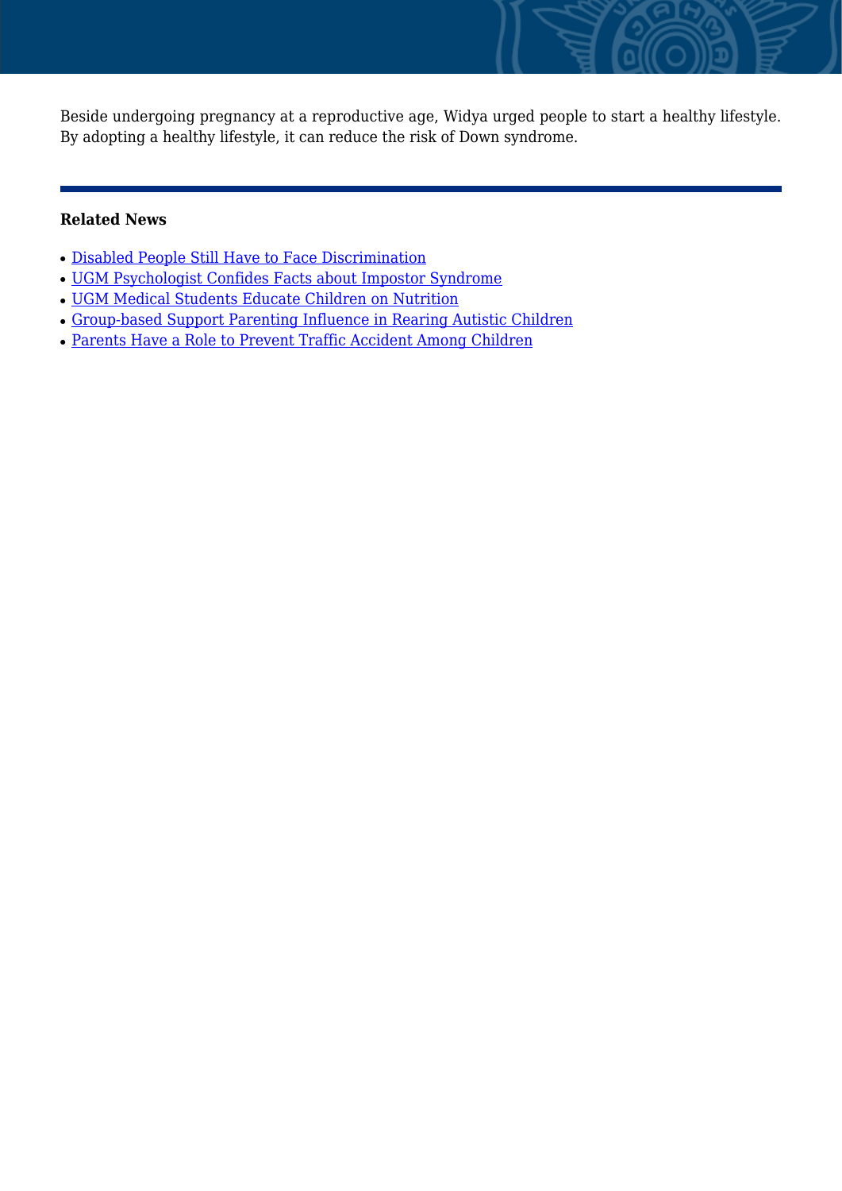Beside undergoing pregnancy at a reproductive age, Widya urged people to start a healthy lifestyle. By adopting a healthy lifestyle, it can reduce the risk of Down syndrome.

---

**Related News**

- Disabled People Still Have to Face Discrimination
- UGM Psychologist Confides Facts about Impostor Syndrome
- UGM Medical Students Educate Children on Nutrition
- Group-based Support Parenting Influence in Rearing Autistic Children
- Parents Have a Role to Prevent Traffic Accident Among Children